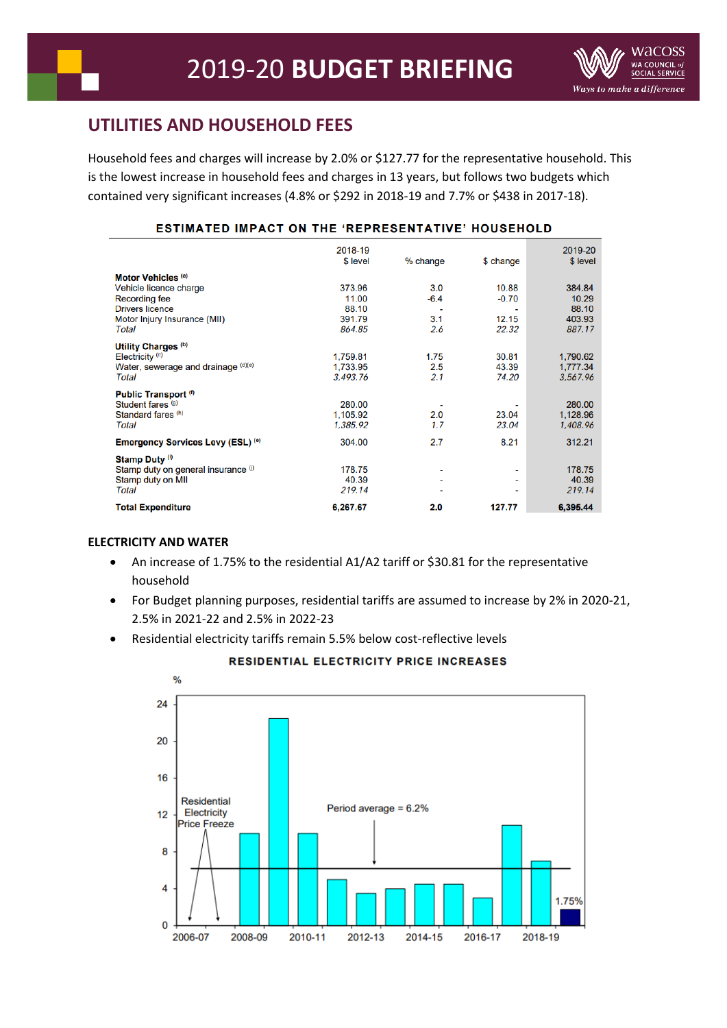# 2019-20 BUDGET BRIEFING

## UTILITIES AND HOUSEHOLD FEES

Household fees and charges will increase by 2.0% or $127.77 for the representative household. This is the lowest increase in household fees and charges in 13 years, but follows two budgets which contained very significant increases (4.8% or $292 in 2018-19 and 7.7% or $438 in 2017-18).

**ESTIMATED IMPACT ON THE 'REPRESENTATIVE' HOUSEHOLD**

| | 2018-19 $ level | % change | $ change | 2019-20 $ level |
|---|---|---|---|---|
| **Motor Vehicles** [(a)] | | | | |
| Vehicle licence charge | 373.96 | 3.0 | 10.88 | 384.84 |
| Recording fee | 11.00 | -6.4 | -0.70 | 10.29 |
| Drivers licence | 88.10 | - | - | 88.10 |
| Motor Injury Insurance (MII) | 391.79 | 3.1 | 12.15 | 403.93 |
| *Total* | *864.85* | *2.6* | *22.32* | *887.17* |
| **Utility Charges** [(b)] | | | | |
| Electricity [(c)] | 1,759.81 | 1.75 | 30.81 | 1,790.62 |
| Water, sewerage and drainage [(d)(e)] | 1,733.95 | 2.5 | 43.39 | 1,777.34 |
| *Total* | *3,493.76* | *2.1* | *74.20* | *3,567.96* |
| **Public Transport** [(f)] | | | | |
| Student fares [(g)] | 280.00 | - | - | 280.00 |
| Standard fares [(h)] | 1,105.92 | 2.0 | 23.04 | 1,128.96 |
| *Total* | *1,385.92* | *1.7* | *23.04* | *1,408.96* |
| **Emergency Services Levy (ESL)** [(e)] | 304.00 | 2.7 | 8.21 | 312.21 |
| **Stamp Duty** [(i)] | | | | |
| Stamp duty on general insurance [(j)] | 178.75 | - | - | 178.75 |
| Stamp duty on MII | 40.39 | - | - | 40.39 |
| *Total* | *219.14* | - | - | *219.14* |
| **Total Expenditure** | **6,267.67** | **2.0** | **127.77** | **6,395.44** |

### ELECTRICITY AND WATER

- An increase of 1.75% to the residential A1/A2 tariff or $30.81 for the representative household
- For Budget planning purposes, residential tariffs are assumed to increase by 2% in 2020-21, 2.5% in 2021-22 and 2.5% in 2022-23
- Residential electricity tariffs remain 5.5% below cost-reflective levels

**RESIDENTIAL ELECTRICITY PRICE INCREASES**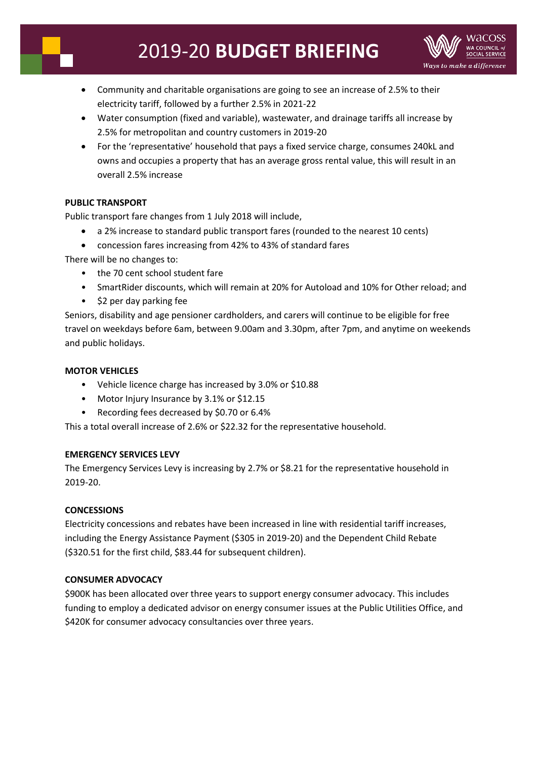- Community and charitable organisations are going to see an increase of 2.5% to their electricity tariff, followed by a further 2.5% in 2021-22
- Water consumption (fixed and variable), wastewater, and drainage tariffs all increase by 2.5% for metropolitan and country customers in 2019-20
- For the 'representative' household that pays a fixed service charge, consumes 240kL and owns and occupies a property that has an average gross rental value, this will result in an overall 2.5% increase

**PUBLIC TRANSPORT**

Public transport fare changes from 1 July 2018 will include,

- a 2% increase to standard public transport fares (rounded to the nearest 10 cents)
- concession fares increasing from 42% to 43% of standard fares

There will be no changes to:

- the 70 cent school student fare
- SmartRider discounts, which will remain at 20% for Autoload and 10% for Other reload; and
- $2 per day parking fee

Seniors, disability and age pensioner cardholders, and carers will continue to be eligible for free travel on weekdays before 6am, between 9.00am and 3.30pm, after 7pm, and anytime on weekends and public holidays.

**MOTOR VEHICLES**

- Vehicle licence charge has increased by 3.0% or $10.88
- Motor Injury Insurance by 3.1% or $12.15
- Recording fees decreased by $0.70 or 6.4%

This a total overall increase of 2.6% or $22.32 for the representative household.

**EMERGENCY SERVICES LEVY**

The Emergency Services Levy is increasing by 2.7% or $8.21 for the representative household in 2019-20.

**CONCESSIONS**

Electricity concessions and rebates have been increased in line with residential tariff increases, including the Energy Assistance Payment ($305 in 2019-20) and the Dependent Child Rebate ($320.51 for the first child, $83.44 for subsequent children).

**CONSUMER ADVOCACY**

$900K has been allocated over three years to support energy consumer advocacy. This includes funding to employ a dedicated advisor on energy consumer issues at the Public Utilities Office, and $420K for consumer advocacy consultancies over three years.